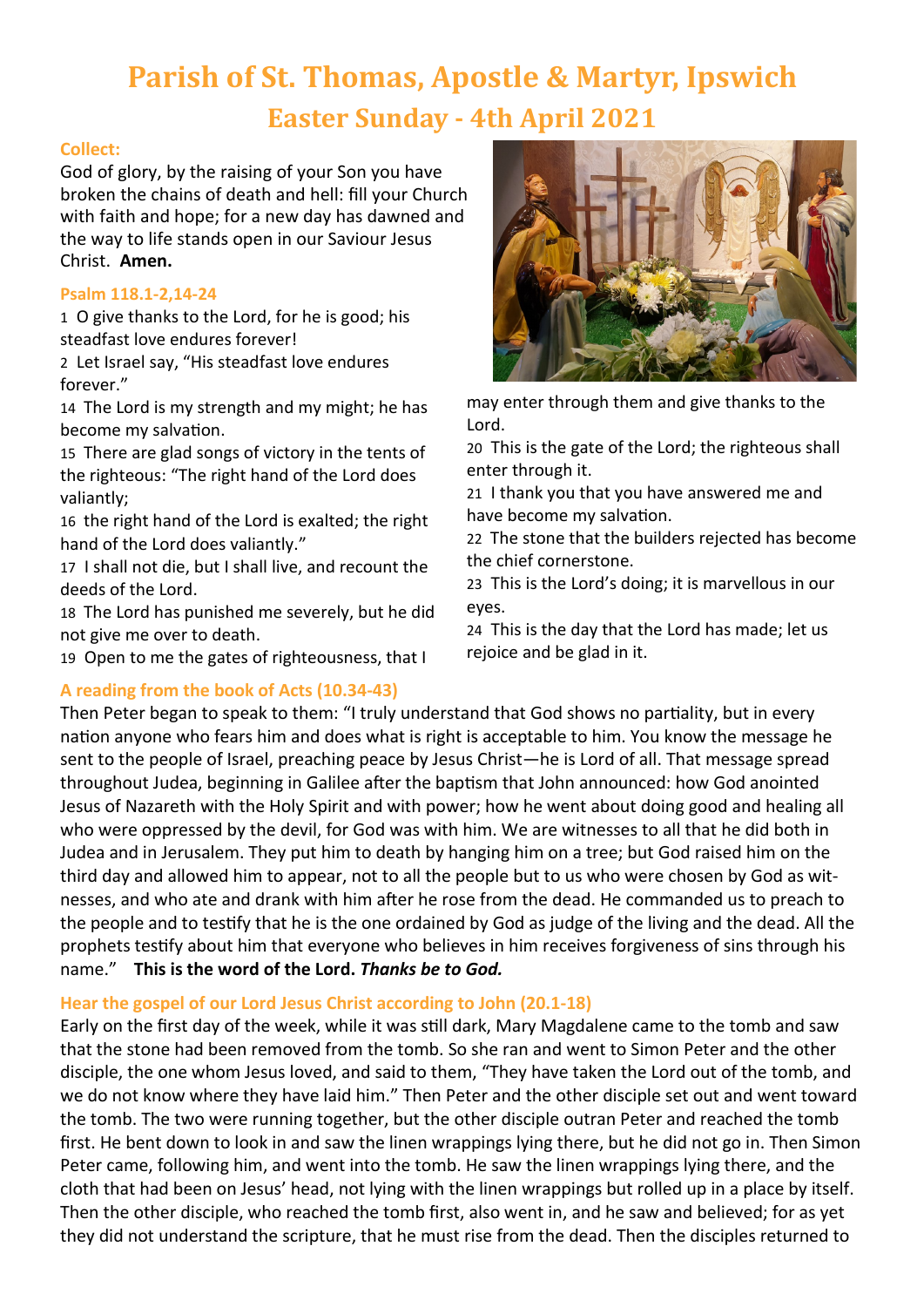# Parish of St. Thomas, Apostle & Martyr, Ipswich

## Easter Sunday - 4th April 2021

### Collect:

God of glory, by the raising of your Son you have broken the chains of death and hell: fill your Church with faith and hope; for a new day has dawned and the way to life stands open in our Saviour Jesus Christ. **Amen.**

### Psalm 118.1-2,14-24

1 O give thanks to the Lord, for he is good; his steadfast love endures forever!
2 Let Israel say, "His steadfast love endures forever."
14 The Lord is my strength and my might; he has become my salvation.
15 There are glad songs of victory in the tents of the righteous: "The right hand of the Lord does valiantly;
16 the right hand of the Lord is exalted; the right hand of the Lord does valiantly."
17 I shall not die, but I shall live, and recount the deeds of the Lord.
18 The Lord has punished me severely, but he did not give me over to death.
19 Open to me the gates of righteousness, that I may enter through them and give thanks to the Lord.
20 This is the gate of the Lord; the righteous shall enter through it.
21 I thank you that you have answered me and have become my salvation.
22 The stone that the builders rejected has become the chief cornerstone.
23 This is the Lord's doing; it is marvellous in our eyes.
24 This is the day that the Lord has made; let us rejoice and be glad in it.

### A reading from the book of Acts (10.34-43)

Then Peter began to speak to them: "I truly understand that God shows no partiality, but in every nation anyone who fears him and does what is right is acceptable to him. You know the message he sent to the people of Israel, preaching peace by Jesus Christ—he is Lord of all. That message spread throughout Judea, beginning in Galilee after the baptism that John announced: how God anointed Jesus of Nazareth with the Holy Spirit and with power; how he went about doing good and healing all who were oppressed by the devil, for God was with him. We are witnesses to all that he did both in Judea and in Jerusalem. They put him to death by hanging him on a tree; but God raised him on the third day and allowed him to appear, not to all the people but to us who were chosen by God as witnesses, and who ate and drank with him after he rose from the dead. He commanded us to preach to the people and to testify that he is the one ordained by God as judge of the living and the dead. All the prophets testify about him that everyone who believes in him receives forgiveness of sins through his name." **This is the word of the Lord. *Thanks be to God.***

### Hear the gospel of our Lord Jesus Christ according to John (20.1-18)

Early on the first day of the week, while it was still dark, Mary Magdalene came to the tomb and saw that the stone had been removed from the tomb. So she ran and went to Simon Peter and the other disciple, the one whom Jesus loved, and said to them, "They have taken the Lord out of the tomb, and we do not know where they have laid him." Then Peter and the other disciple set out and went toward the tomb. The two were running together, but the other disciple outran Peter and reached the tomb first. He bent down to look in and saw the linen wrappings lying there, but he did not go in. Then Simon Peter came, following him, and went into the tomb. He saw the linen wrappings lying there, and the cloth that had been on Jesus' head, not lying with the linen wrappings but rolled up in a place by itself. Then the other disciple, who reached the tomb first, also went in, and he saw and believed; for as yet they did not understand the scripture, that he must rise from the dead. Then the disciples returned to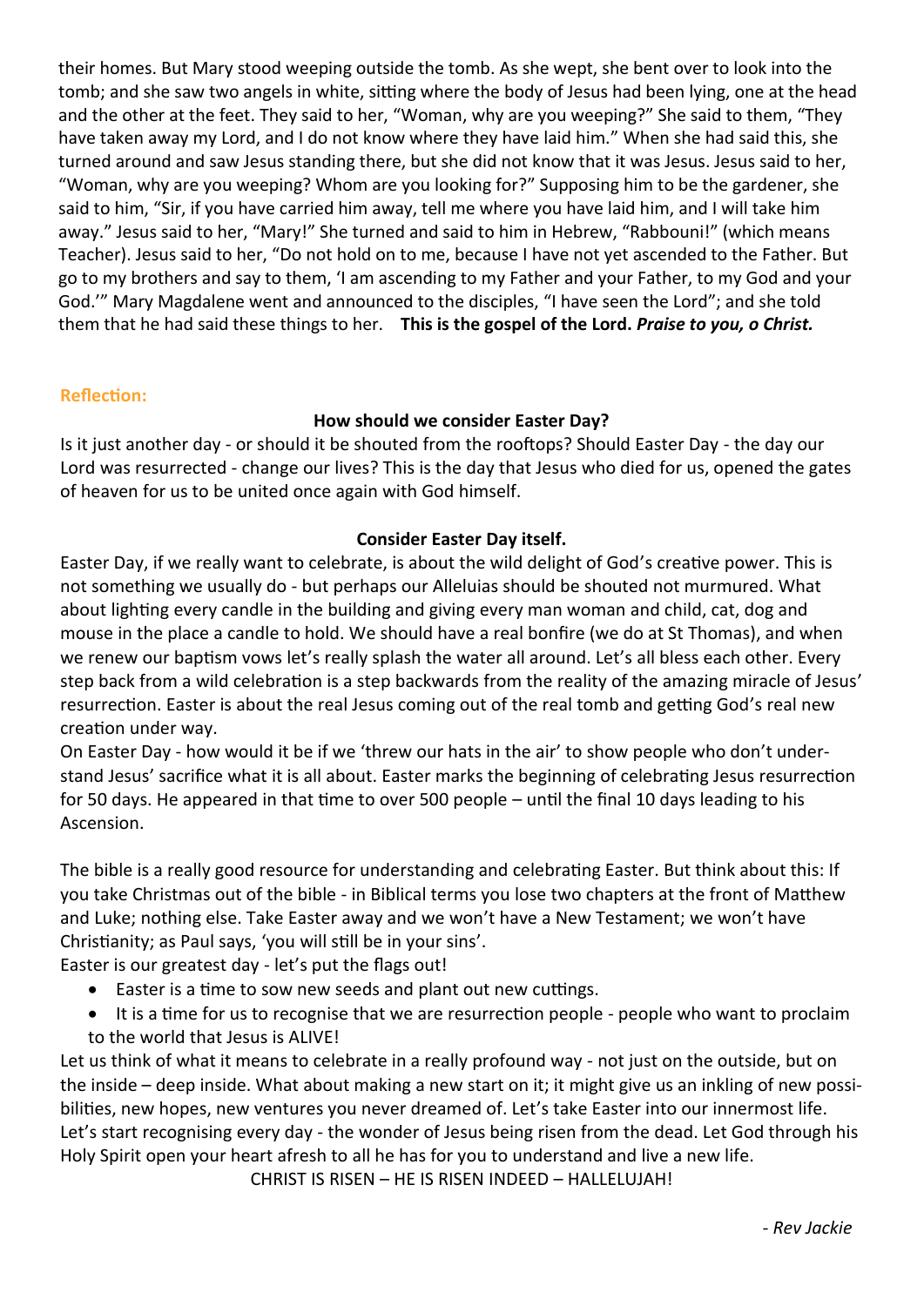their homes. But Mary stood weeping outside the tomb. As she wept, she bent over to look into the tomb; and she saw two angels in white, sitting where the body of Jesus had been lying, one at the head and the other at the feet. They said to her, "Woman, why are you weeping?" She said to them, "They have taken away my Lord, and I do not know where they have laid him." When she had said this, she turned around and saw Jesus standing there, but she did not know that it was Jesus. Jesus said to her, "Woman, why are you weeping? Whom are you looking for?" Supposing him to be the gardener, she said to him, "Sir, if you have carried him away, tell me where you have laid him, and I will take him away." Jesus said to her, "Mary!" She turned and said to him in Hebrew, "Rabbouni!" (which means Teacher). Jesus said to her, "Do not hold on to me, because I have not yet ascended to the Father. But go to my brothers and say to them, 'I am ascending to my Father and your Father, to my God and your God.'" Mary Magdalene went and announced to the disciples, "I have seen the Lord"; and she told them that he had said these things to her. **This is the gospel of the Lord.** ***Praise to you, o Christ.***

## Reflection:

**How should we consider Easter Day?**

Is it just another day - or should it be shouted from the rooftops? Should Easter Day - the day our Lord was resurrected - change our lives? This is the day that Jesus who died for us, opened the gates of heaven for us to be united once again with God himself.

**Consider Easter Day itself.**

Easter Day, if we really want to celebrate, is about the wild delight of God's creative power. This is not something we usually do - but perhaps our Alleluias should be shouted not murmured. What about lighting every candle in the building and giving every man woman and child, cat, dog and mouse in the place a candle to hold. We should have a real bonfire (we do at St Thomas), and when we renew our baptism vows let's really splash the water all around. Let's all bless each other. Every step back from a wild celebration is a step backwards from the reality of the amazing miracle of Jesus' resurrection. Easter is about the real Jesus coming out of the real tomb and getting God's real new creation under way.

On Easter Day - how would it be if we 'threw our hats in the air' to show people who don't understand Jesus' sacrifice what it is all about. Easter marks the beginning of celebrating Jesus resurrection for 50 days. He appeared in that time to over 500 people – until the final 10 days leading to his Ascension.

The bible is a really good resource for understanding and celebrating Easter. But think about this: If you take Christmas out of the bible - in Biblical terms you lose two chapters at the front of Matthew and Luke; nothing else. Take Easter away and we won't have a New Testament; we won't have Christianity; as Paul says, 'you will still be in your sins'.

Easter is our greatest day - let's put the flags out!

- Easter is a time to sow new seeds and plant out new cuttings.
- It is a time for us to recognise that we are resurrection people - people who want to proclaim to the world that Jesus is ALIVE!

Let us think of what it means to celebrate in a really profound way - not just on the outside, but on the inside – deep inside. What about making a new start on it; it might give us an inkling of new possibilities, new hopes, new ventures you never dreamed of. Let's take Easter into our innermost life. Let's start recognising every day - the wonder of Jesus being risen from the dead. Let God through his Holy Spirit open your heart afresh to all he has for you to understand and live a new life.

CHRIST IS RISEN – HE IS RISEN INDEED – HALLELUJAH!

*- Rev Jackie*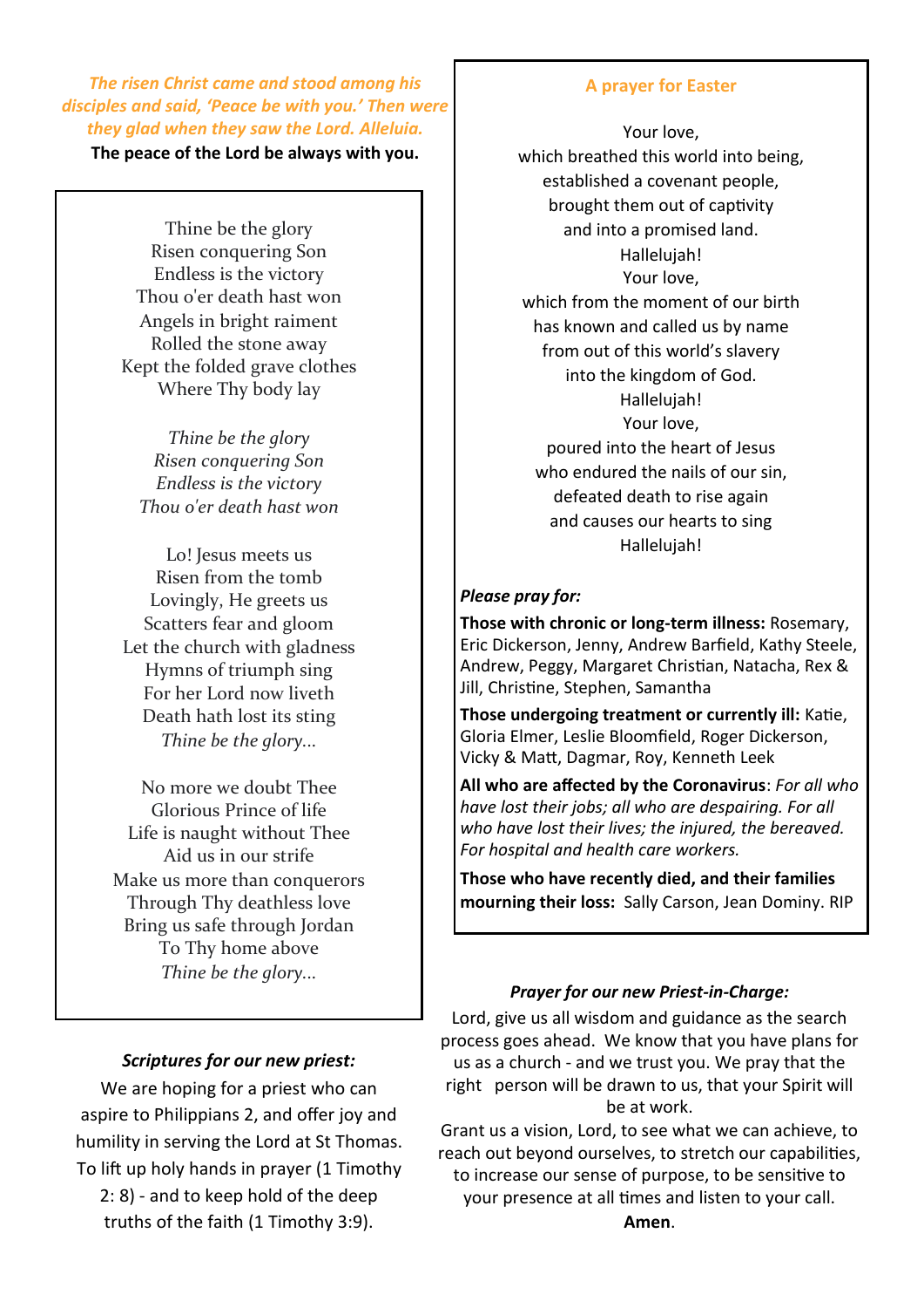*The risen Christ came and stood among his disciples and said, 'Peace be with you.' Then were they glad when they saw the Lord. Alleluia.*

**The peace of the Lord be always with you.**

Thine be the glory
Risen conquering Son
Endless is the victory
Thou o'er death hast won
Angels in bright raiment
Rolled the stone away
Kept the folded grave clothes
Where Thy body lay

*Thine be the glory*
*Risen conquering Son*
*Endless is the victory*
*Thou o'er death hast won*

Lo! Jesus meets us
Risen from the tomb
Lovingly, He greets us
Scatters fear and gloom
Let the church with gladness
Hymns of triumph sing
For her Lord now liveth
Death hath lost its sting
*Thine be the glory...*

No more we doubt Thee
Glorious Prince of life
Life is naught without Thee
Aid us in our strife
Make us more than conquerors
Through Thy deathless love
Bring us safe through Jordan
To Thy home above
*Thine be the glory...*

### *Scriptures for our new priest:*

We are hoping for a priest who can aspire to Philippians 2, and offer joy and humility in serving the Lord at St Thomas. To lift up holy hands in prayer (1 Timothy 2: 8) - and to keep hold of the deep truths of the faith (1 Timothy 3:9).

## A prayer for Easter

Your love,
which breathed this world into being,
established a covenant people,
brought them out of captivity
and into a promised land.
Hallelujah!
Your love,
which from the moment of our birth
has known and called us by name
from out of this world's slavery
into the kingdom of God.
Hallelujah!
Your love,
poured into the heart of Jesus
who endured the nails of our sin,
defeated death to rise again
and causes our hearts to sing
Hallelujah!

***Please pray for:***

**Those with chronic or long-term illness:** Rosemary, Eric Dickerson, Jenny, Andrew Barfield, Kathy Steele, Andrew, Peggy, Margaret Christian, Natacha, Rex & Jill, Christine, Stephen, Samantha

**Those undergoing treatment or currently ill:** Katie, Gloria Elmer, Leslie Bloomfield, Roger Dickerson, Vicky & Matt, Dagmar, Roy, Kenneth Leek

**All who are affected by the Coronavirus**: *For all who have lost their jobs; all who are despairing. For all who have lost their lives; the injured, the bereaved. For hospital and health care workers.*

**Those who have recently died, and their families mourning their loss:** Sally Carson, Jean Dominy. RIP

### *Prayer for our new Priest-in-Charge:*

Lord, give us all wisdom and guidance as the search process goes ahead. We know that you have plans for us as a church - and we trust you. We pray that the right person will be drawn to us, that your Spirit will be at work.

Grant us a vision, Lord, to see what we can achieve, to reach out beyond ourselves, to stretch our capabilities, to increase our sense of purpose, to be sensitive to your presence at all times and listen to your call.

**Amen**.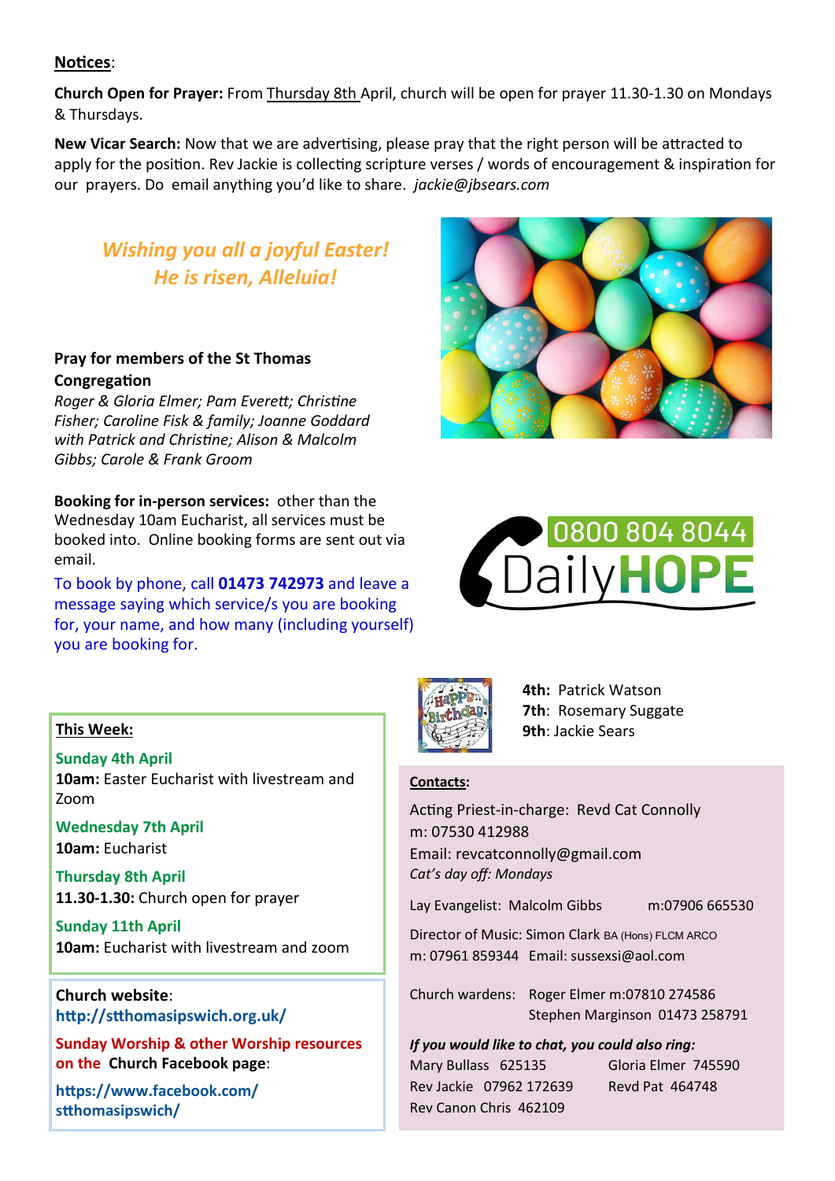**Notices**:

**Church Open for Prayer:** From Thursday 8th April, church will be open for prayer 11.30-1.30 on Mondays & Thursdays.

**New Vicar Search:** Now that we are advertising, please pray that the right person will be attracted to apply for the position. Rev Jackie is collecting scripture verses / words of encouragement & inspiration for our prayers. Do email anything you'd like to share. *jackie@jbsears.com*

*Wishing you all a joyful Easter!*
*He is risen, Alleluia!*

**Pray for members of the St Thomas Congregation**

*Roger & Gloria Elmer; Pam Everett; Christine Fisher; Caroline Fisk & family; Joanne Goddard with Patrick and Christine; Alison & Malcolm Gibbs; Carole & Frank Groom*

**Booking for in-person services:** other than the Wednesday 10am Eucharist, all services must be booked into. Online booking forms are sent out via email.

To book by phone, call **01473 742973** and leave a message saying which service/s you are booking for, your name, and how many (including yourself) you are booking for.

0800 804 8044 DailyHOPE

**4th:** Patrick Watson
**7th**: Rosemary Suggate
**9th**: Jackie Sears

**This Week:**

**Sunday 4th April**
**10am:** Easter Eucharist with livestream and Zoom

**Wednesday 7th April**
**10am:** Eucharist

**Thursday 8th April**
**11.30-1.30:** Church open for prayer

**Sunday 11th April**
**10am:** Eucharist with livestream and zoom

**Church website**:
**http://stthomasipswich.org.uk/**

**Sunday Worship & other Worship resources on the Church Facebook page**:

**https://www.facebook.com/stthomasipswich/**

**Contacts:**

Acting Priest-in-charge: Revd Cat Connolly
m: 07530 412988
Email: revcatconnolly@gmail.com
*Cat's day off: Mondays*

Lay Evangelist: Malcolm Gibbs m:07906 665530

Director of Music: Simon Clark BA (Hons) FLCM ARCO
m: 07961 859344 Email: sussexsi@aol.com

Church wardens: Roger Elmer m:07810 274586
Stephen Marginson 01473 258791

***If you would like to chat, you could also ring:***

Mary Bullass 625135
Gloria Elmer 745590
Rev Jackie 07962 172639
Revd Pat 464748
Rev Canon Chris 462109